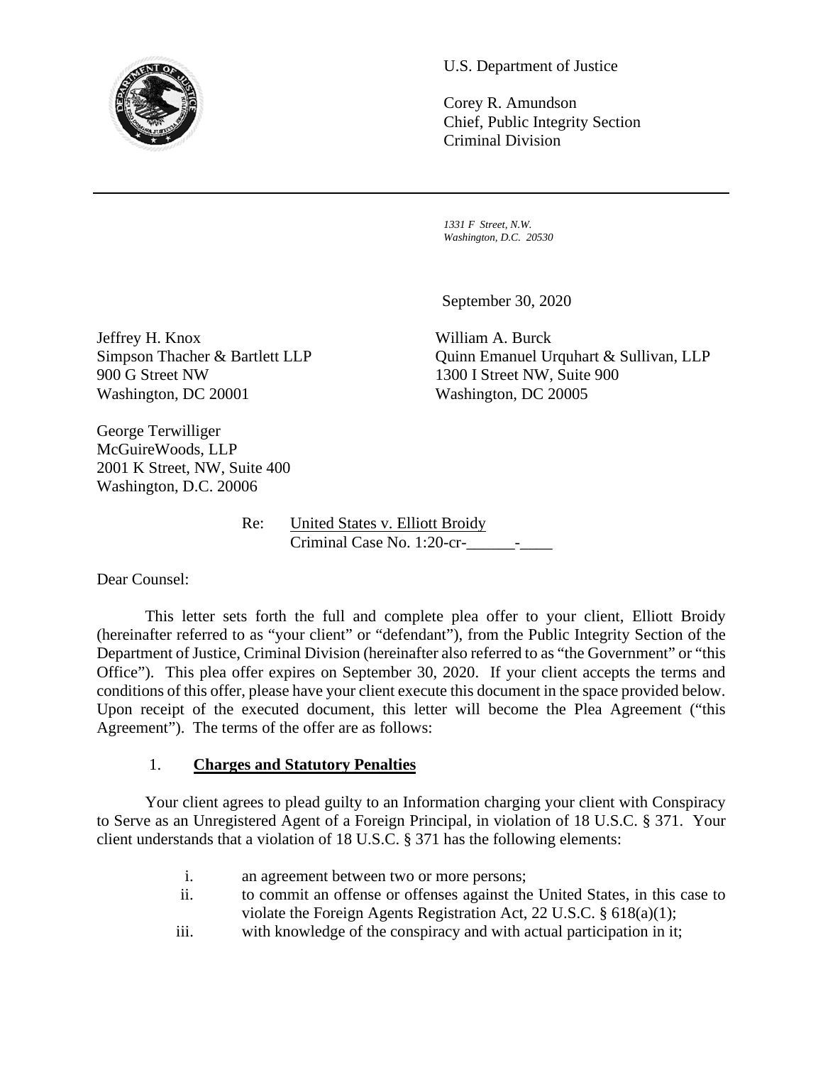U.S. Department of Justice

Corey R. Amundson
Chief, Public Integrity Section
Criminal Division

*1331 F Street, N.W.*
*Washington, D.C. 20530*

September 30, 2020

Jeffrey H. Knox
Simpson Thacher & Bartlett LLP
900 G Street NW
Washington, DC 20001

William A. Burck
Quinn Emanuel Urquhart & Sullivan, LLP
1300 I Street NW, Suite 900
Washington, DC 20005

George Terwilliger
McGuireWoods, LLP
2001 K Street, NW, Suite 400
Washington, D.C. 20006

Re: United States v. Elliott Broidy
Criminal Case No. 1:20-cr-______-____

Dear Counsel:

This letter sets forth the full and complete plea offer to your client, Elliott Broidy (hereinafter referred to as "your client" or "defendant"), from the Public Integrity Section of the Department of Justice, Criminal Division (hereinafter also referred to as "the Government" or "this Office"). This plea offer expires on September 30, 2020. If your client accepts the terms and conditions of this offer, please have your client execute this document in the space provided below. Upon receipt of the executed document, this letter will become the Plea Agreement ("this Agreement"). The terms of the offer are as follows:

## 1. **Charges and Statutory Penalties**

Your client agrees to plead guilty to an Information charging your client with Conspiracy to Serve as an Unregistered Agent of a Foreign Principal, in violation of 18 U.S.C. § 371. Your client understands that a violation of 18 U.S.C. § 371 has the following elements:

i. an agreement between two or more persons;

ii. to commit an offense or offenses against the United States, in this case to violate the Foreign Agents Registration Act, 22 U.S.C. § 618(a)(1);

iii. with knowledge of the conspiracy and with actual participation in it;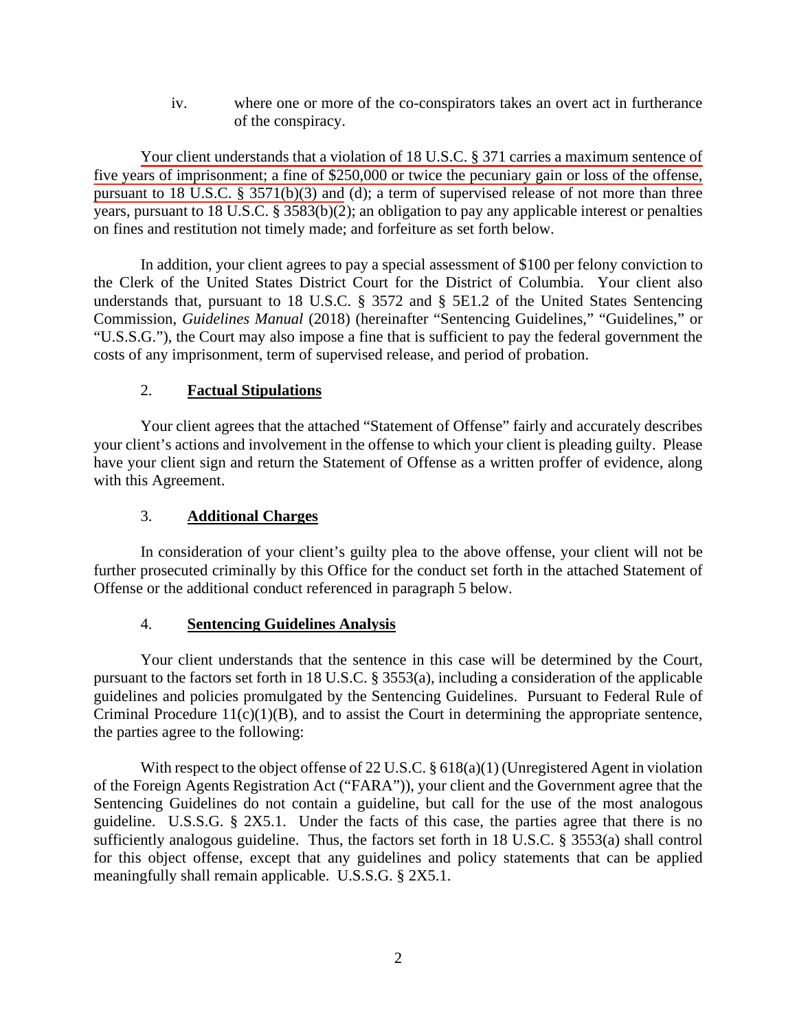iv. where one or more of the co-conspirators takes an overt act in furtherance of the conspiracy.

Your client understands that a violation of 18 U.S.C. § 371 carries a maximum sentence of five years of imprisonment; a fine of $250,000 or twice the pecuniary gain or loss of the offense, pursuant to 18 U.S.C. § 3571(b)(3) and (d); a term of supervised release of not more than three years, pursuant to 18 U.S.C. § 3583(b)(2); an obligation to pay any applicable interest or penalties on fines and restitution not timely made; and forfeiture as set forth below.

In addition, your client agrees to pay a special assessment of $100 per felony conviction to the Clerk of the United States District Court for the District of Columbia. Your client also understands that, pursuant to 18 U.S.C. § 3572 and § 5E1.2 of the United States Sentencing Commission, *Guidelines Manual* (2018) (hereinafter "Sentencing Guidelines," "Guidelines," or "U.S.S.G."), the Court may also impose a fine that is sufficient to pay the federal government the costs of any imprisonment, term of supervised release, and period of probation.

## 2. **Factual Stipulations**

Your client agrees that the attached "Statement of Offense" fairly and accurately describes your client's actions and involvement in the offense to which your client is pleading guilty. Please have your client sign and return the Statement of Offense as a written proffer of evidence, along with this Agreement.

## 3. **Additional Charges**

In consideration of your client's guilty plea to the above offense, your client will not be further prosecuted criminally by this Office for the conduct set forth in the attached Statement of Offense or the additional conduct referenced in paragraph 5 below.

## 4. **Sentencing Guidelines Analysis**

Your client understands that the sentence in this case will be determined by the Court, pursuant to the factors set forth in 18 U.S.C. § 3553(a), including a consideration of the applicable guidelines and policies promulgated by the Sentencing Guidelines. Pursuant to Federal Rule of Criminal Procedure 11(c)(1)(B), and to assist the Court in determining the appropriate sentence, the parties agree to the following:

With respect to the object offense of 22 U.S.C. § 618(a)(1) (Unregistered Agent in violation of the Foreign Agents Registration Act ("FARA")), your client and the Government agree that the Sentencing Guidelines do not contain a guideline, but call for the use of the most analogous guideline. U.S.S.G. § 2X5.1. Under the facts of this case, the parties agree that there is no sufficiently analogous guideline. Thus, the factors set forth in 18 U.S.C. § 3553(a) shall control for this object offense, except that any guidelines and policy statements that can be applied meaningfully shall remain applicable. U.S.S.G. § 2X5.1.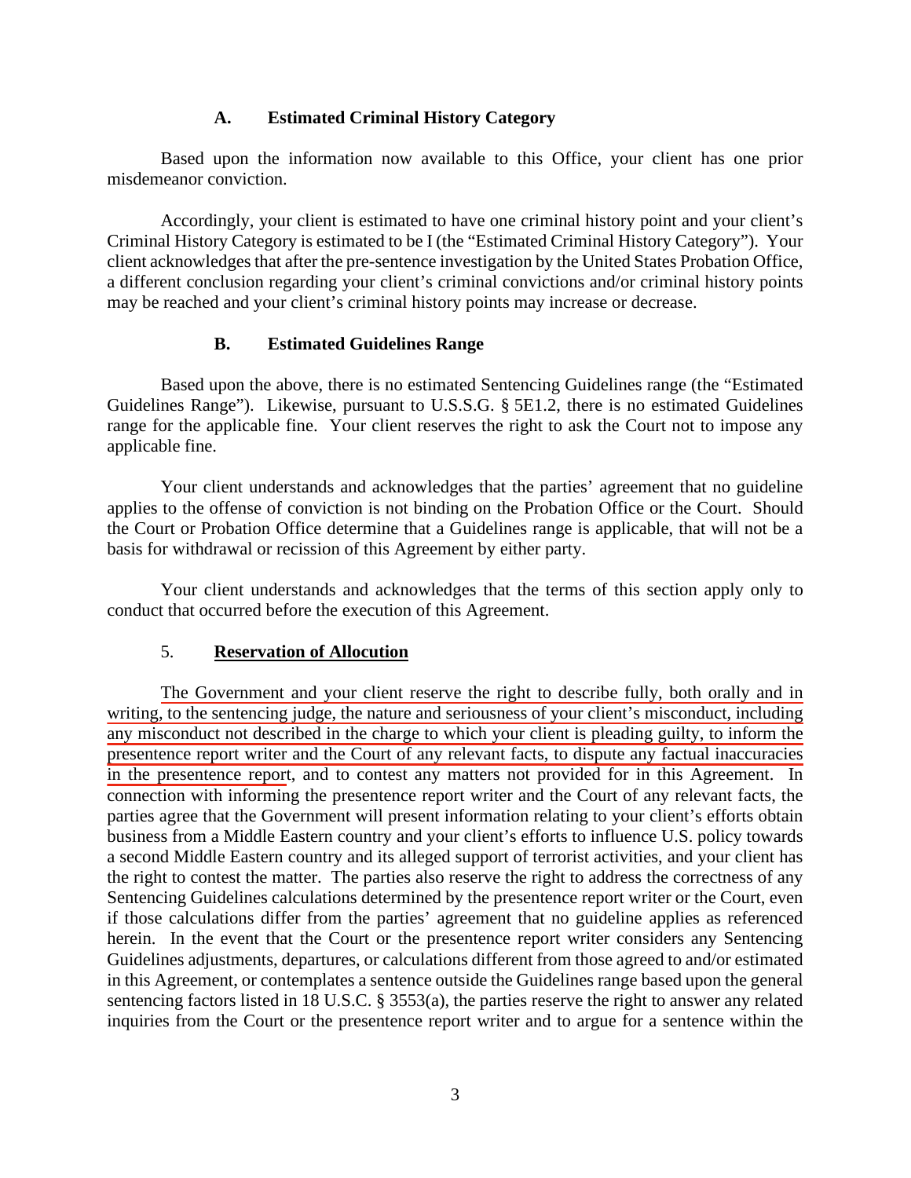### A. Estimated Criminal History Category

Based upon the information now available to this Office, your client has one prior misdemeanor conviction.

Accordingly, your client is estimated to have one criminal history point and your client's Criminal History Category is estimated to be I (the "Estimated Criminal History Category"). Your client acknowledges that after the pre-sentence investigation by the United States Probation Office, a different conclusion regarding your client's criminal convictions and/or criminal history points may be reached and your client's criminal history points may increase or decrease.

### B. Estimated Guidelines Range

Based upon the above, there is no estimated Sentencing Guidelines range (the "Estimated Guidelines Range"). Likewise, pursuant to U.S.S.G. § 5E1.2, there is no estimated Guidelines range for the applicable fine. Your client reserves the right to ask the Court not to impose any applicable fine.

Your client understands and acknowledges that the parties' agreement that no guideline applies to the offense of conviction is not binding on the Probation Office or the Court. Should the Court or Probation Office determine that a Guidelines range is applicable, that will not be a basis for withdrawal or recission of this Agreement by either party.

Your client understands and acknowledges that the terms of this section apply only to conduct that occurred before the execution of this Agreement.

## 5. Reservation of Allocution

The Government and your client reserve the right to describe fully, both orally and in writing, to the sentencing judge, the nature and seriousness of your client's misconduct, including any misconduct not described in the charge to which your client is pleading guilty, to inform the presentence report writer and the Court of any relevant facts, to dispute any factual inaccuracies in the presentence report, and to contest any matters not provided for in this Agreement. In connection with informing the presentence report writer and the Court of any relevant facts, the parties agree that the Government will present information relating to your client's efforts obtain business from a Middle Eastern country and your client's efforts to influence U.S. policy towards a second Middle Eastern country and its alleged support of terrorist activities, and your client has the right to contest the matter. The parties also reserve the right to address the correctness of any Sentencing Guidelines calculations determined by the presentence report writer or the Court, even if those calculations differ from the parties' agreement that no guideline applies as referenced herein. In the event that the Court or the presentence report writer considers any Sentencing Guidelines adjustments, departures, or calculations different from those agreed to and/or estimated in this Agreement, or contemplates a sentence outside the Guidelines range based upon the general sentencing factors listed in 18 U.S.C. § 3553(a), the parties reserve the right to answer any related inquiries from the Court or the presentence report writer and to argue for a sentence within the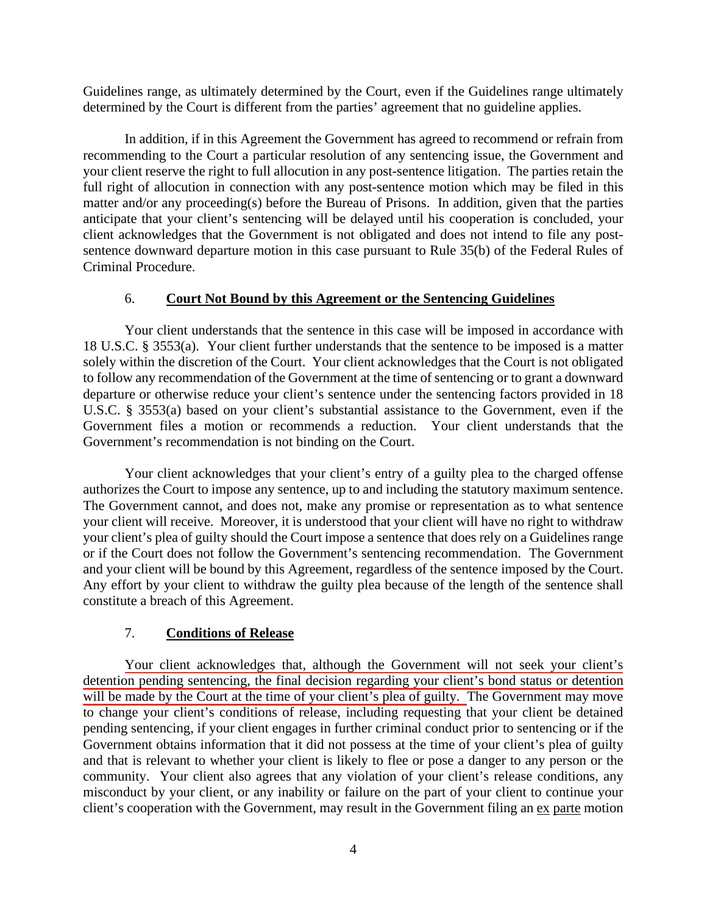Guidelines range, as ultimately determined by the Court, even if the Guidelines range ultimately determined by the Court is different from the parties' agreement that no guideline applies.

In addition, if in this Agreement the Government has agreed to recommend or refrain from recommending to the Court a particular resolution of any sentencing issue, the Government and your client reserve the right to full allocution in any post-sentence litigation. The parties retain the full right of allocution in connection with any post-sentence motion which may be filed in this matter and/or any proceeding(s) before the Bureau of Prisons. In addition, given that the parties anticipate that your client's sentencing will be delayed until his cooperation is concluded, your client acknowledges that the Government is not obligated and does not intend to file any post-sentence downward departure motion in this case pursuant to Rule 35(b) of the Federal Rules of Criminal Procedure.

6. **Court Not Bound by this Agreement or the Sentencing Guidelines**

Your client understands that the sentence in this case will be imposed in accordance with 18 U.S.C. § 3553(a). Your client further understands that the sentence to be imposed is a matter solely within the discretion of the Court. Your client acknowledges that the Court is not obligated to follow any recommendation of the Government at the time of sentencing or to grant a downward departure or otherwise reduce your client's sentence under the sentencing factors provided in 18 U.S.C. § 3553(a) based on your client's substantial assistance to the Government, even if the Government files a motion or recommends a reduction. Your client understands that the Government's recommendation is not binding on the Court.

Your client acknowledges that your client's entry of a guilty plea to the charged offense authorizes the Court to impose any sentence, up to and including the statutory maximum sentence. The Government cannot, and does not, make any promise or representation as to what sentence your client will receive. Moreover, it is understood that your client will have no right to withdraw your client's plea of guilty should the Court impose a sentence that does rely on a Guidelines range or if the Court does not follow the Government's sentencing recommendation. The Government and your client will be bound by this Agreement, regardless of the sentence imposed by the Court. Any effort by your client to withdraw the guilty plea because of the length of the sentence shall constitute a breach of this Agreement.

7. **Conditions of Release**

Your client acknowledges that, although the Government will not seek your client's detention pending sentencing, the final decision regarding your client's bond status or detention will be made by the Court at the time of your client's plea of guilty. The Government may move to change your client's conditions of release, including requesting that your client be detained pending sentencing, if your client engages in further criminal conduct prior to sentencing or if the Government obtains information that it did not possess at the time of your client's plea of guilty and that is relevant to whether your client is likely to flee or pose a danger to any person or the community. Your client also agrees that any violation of your client's release conditions, any misconduct by your client, or any inability or failure on the part of your client to continue your client's cooperation with the Government, may result in the Government filing an ex parte motion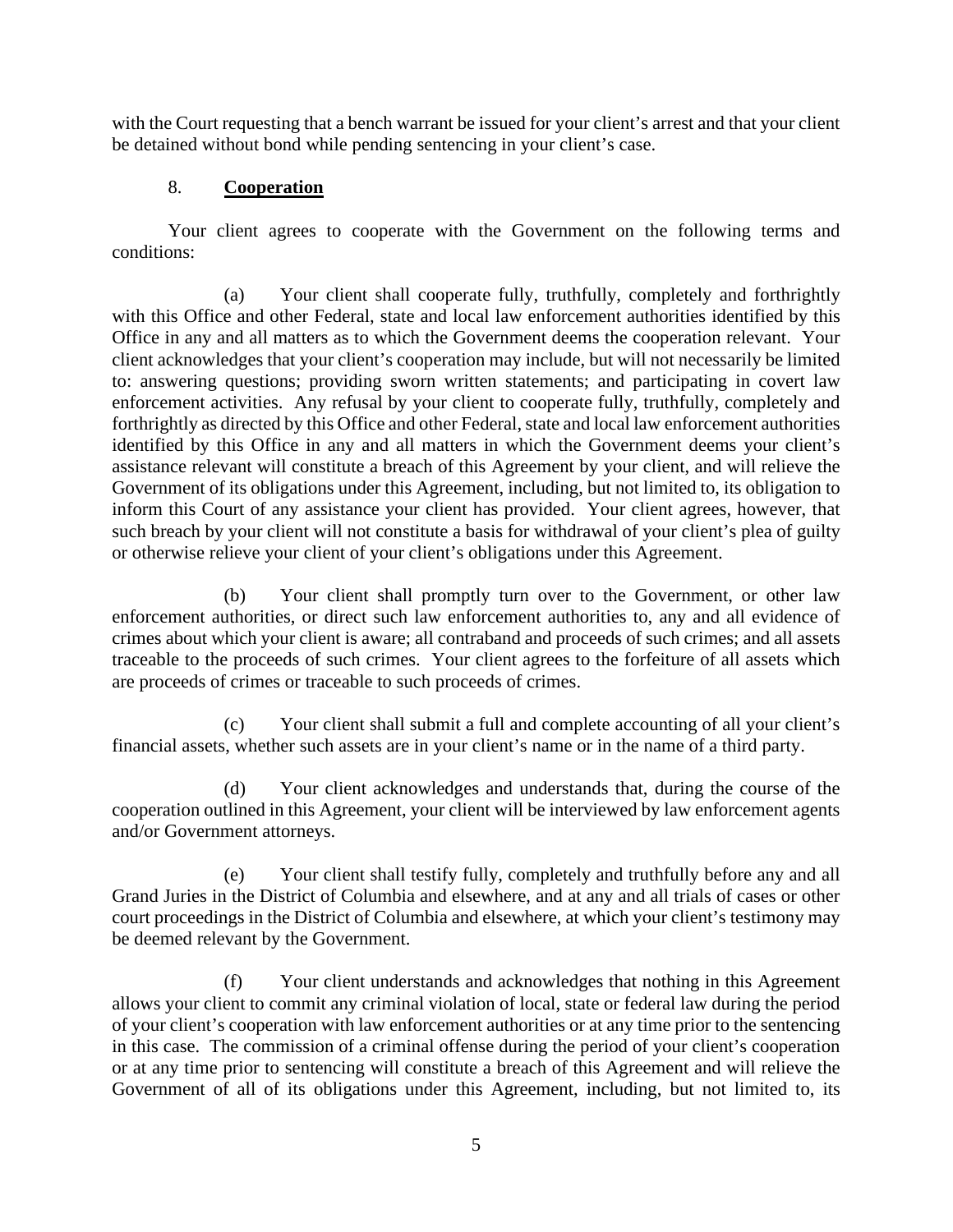with the Court requesting that a bench warrant be issued for your client's arrest and that your client be detained without bond while pending sentencing in your client's case.

8. **Cooperation**

Your client agrees to cooperate with the Government on the following terms and conditions:

(a) Your client shall cooperate fully, truthfully, completely and forthrightly with this Office and other Federal, state and local law enforcement authorities identified by this Office in any and all matters as to which the Government deems the cooperation relevant. Your client acknowledges that your client's cooperation may include, but will not necessarily be limited to: answering questions; providing sworn written statements; and participating in covert law enforcement activities. Any refusal by your client to cooperate fully, truthfully, completely and forthrightly as directed by this Office and other Federal, state and local law enforcement authorities identified by this Office in any and all matters in which the Government deems your client's assistance relevant will constitute a breach of this Agreement by your client, and will relieve the Government of its obligations under this Agreement, including, but not limited to, its obligation to inform this Court of any assistance your client has provided. Your client agrees, however, that such breach by your client will not constitute a basis for withdrawal of your client's plea of guilty or otherwise relieve your client of your client's obligations under this Agreement.

(b) Your client shall promptly turn over to the Government, or other law enforcement authorities, or direct such law enforcement authorities to, any and all evidence of crimes about which your client is aware; all contraband and proceeds of such crimes; and all assets traceable to the proceeds of such crimes. Your client agrees to the forfeiture of all assets which are proceeds of crimes or traceable to such proceeds of crimes.

(c) Your client shall submit a full and complete accounting of all your client's financial assets, whether such assets are in your client's name or in the name of a third party.

(d) Your client acknowledges and understands that, during the course of the cooperation outlined in this Agreement, your client will be interviewed by law enforcement agents and/or Government attorneys.

(e) Your client shall testify fully, completely and truthfully before any and all Grand Juries in the District of Columbia and elsewhere, and at any and all trials of cases or other court proceedings in the District of Columbia and elsewhere, at which your client's testimony may be deemed relevant by the Government.

(f) Your client understands and acknowledges that nothing in this Agreement allows your client to commit any criminal violation of local, state or federal law during the period of your client's cooperation with law enforcement authorities or at any time prior to the sentencing in this case. The commission of a criminal offense during the period of your client's cooperation or at any time prior to sentencing will constitute a breach of this Agreement and will relieve the Government of all of its obligations under this Agreement, including, but not limited to, its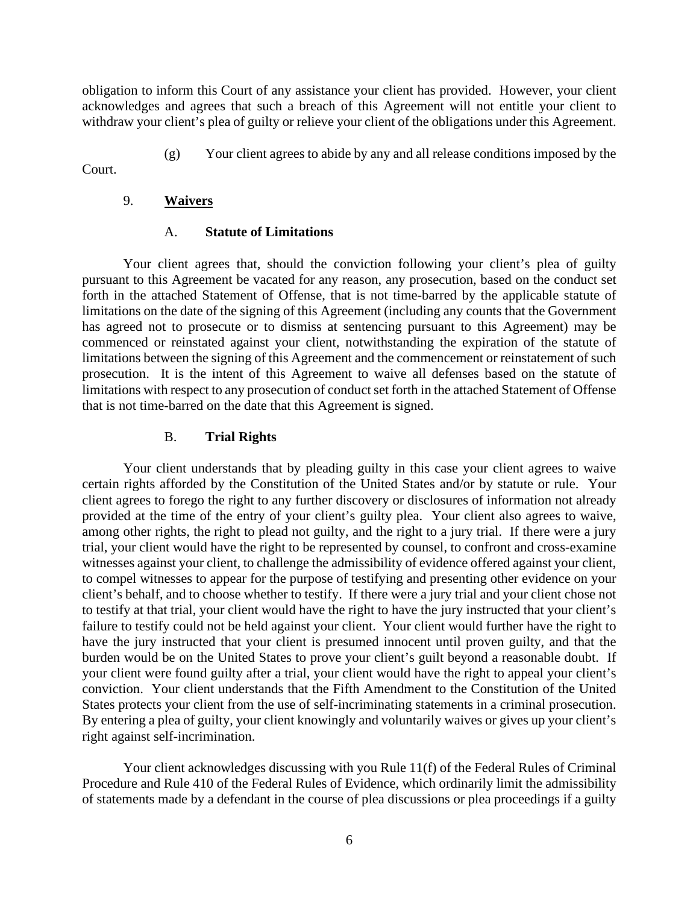obligation to inform this Court of any assistance your client has provided. However, your client acknowledges and agrees that such a breach of this Agreement will not entitle your client to withdraw your client's plea of guilty or relieve your client of the obligations under this Agreement.

(g) Your client agrees to abide by any and all release conditions imposed by the Court.

9. **Waivers**

A. **Statute of Limitations**

Your client agrees that, should the conviction following your client's plea of guilty pursuant to this Agreement be vacated for any reason, any prosecution, based on the conduct set forth in the attached Statement of Offense, that is not time-barred by the applicable statute of limitations on the date of the signing of this Agreement (including any counts that the Government has agreed not to prosecute or to dismiss at sentencing pursuant to this Agreement) may be commenced or reinstated against your client, notwithstanding the expiration of the statute of limitations between the signing of this Agreement and the commencement or reinstatement of such prosecution. It is the intent of this Agreement to waive all defenses based on the statute of limitations with respect to any prosecution of conduct set forth in the attached Statement of Offense that is not time-barred on the date that this Agreement is signed.

B. **Trial Rights**

Your client understands that by pleading guilty in this case your client agrees to waive certain rights afforded by the Constitution of the United States and/or by statute or rule. Your client agrees to forego the right to any further discovery or disclosures of information not already provided at the time of the entry of your client's guilty plea. Your client also agrees to waive, among other rights, the right to plead not guilty, and the right to a jury trial. If there were a jury trial, your client would have the right to be represented by counsel, to confront and cross-examine witnesses against your client, to challenge the admissibility of evidence offered against your client, to compel witnesses to appear for the purpose of testifying and presenting other evidence on your client's behalf, and to choose whether to testify. If there were a jury trial and your client chose not to testify at that trial, your client would have the right to have the jury instructed that your client's failure to testify could not be held against your client. Your client would further have the right to have the jury instructed that your client is presumed innocent until proven guilty, and that the burden would be on the United States to prove your client's guilt beyond a reasonable doubt. If your client were found guilty after a trial, your client would have the right to appeal your client's conviction. Your client understands that the Fifth Amendment to the Constitution of the United States protects your client from the use of self-incriminating statements in a criminal prosecution. By entering a plea of guilty, your client knowingly and voluntarily waives or gives up your client's right against self-incrimination.

Your client acknowledges discussing with you Rule 11(f) of the Federal Rules of Criminal Procedure and Rule 410 of the Federal Rules of Evidence, which ordinarily limit the admissibility of statements made by a defendant in the course of plea discussions or plea proceedings if a guilty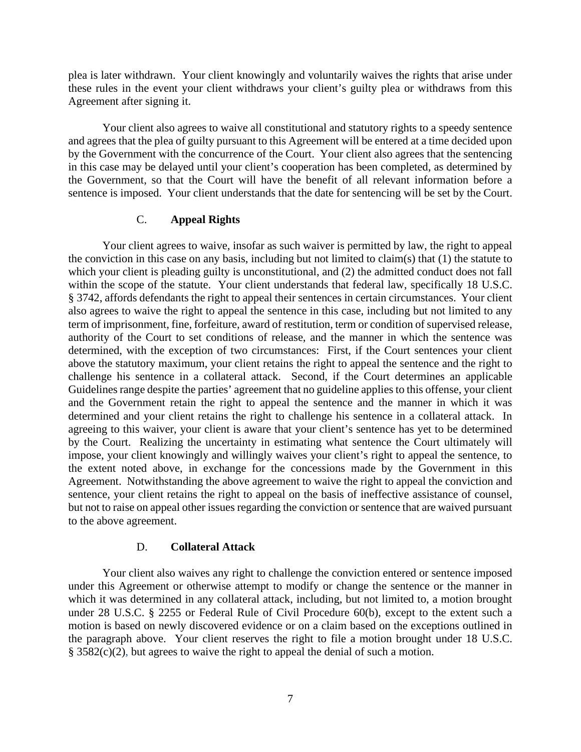plea is later withdrawn. Your client knowingly and voluntarily waives the rights that arise under these rules in the event your client withdraws your client's guilty plea or withdraws from this Agreement after signing it.

Your client also agrees to waive all constitutional and statutory rights to a speedy sentence and agrees that the plea of guilty pursuant to this Agreement will be entered at a time decided upon by the Government with the concurrence of the Court. Your client also agrees that the sentencing in this case may be delayed until your client's cooperation has been completed, as determined by the Government, so that the Court will have the benefit of all relevant information before a sentence is imposed. Your client understands that the date for sentencing will be set by the Court.

### C. **Appeal Rights**

Your client agrees to waive, insofar as such waiver is permitted by law, the right to appeal the conviction in this case on any basis, including but not limited to claim(s) that (1) the statute to which your client is pleading guilty is unconstitutional, and (2) the admitted conduct does not fall within the scope of the statute. Your client understands that federal law, specifically 18 U.S.C. § 3742, affords defendants the right to appeal their sentences in certain circumstances. Your client also agrees to waive the right to appeal the sentence in this case, including but not limited to any term of imprisonment, fine, forfeiture, award of restitution, term or condition of supervised release, authority of the Court to set conditions of release, and the manner in which the sentence was determined, with the exception of two circumstances: First, if the Court sentences your client above the statutory maximum, your client retains the right to appeal the sentence and the right to challenge his sentence in a collateral attack. Second, if the Court determines an applicable Guidelines range despite the parties' agreement that no guideline applies to this offense, your client and the Government retain the right to appeal the sentence and the manner in which it was determined and your client retains the right to challenge his sentence in a collateral attack. In agreeing to this waiver, your client is aware that your client's sentence has yet to be determined by the Court. Realizing the uncertainty in estimating what sentence the Court ultimately will impose, your client knowingly and willingly waives your client's right to appeal the sentence, to the extent noted above, in exchange for the concessions made by the Government in this Agreement. Notwithstanding the above agreement to waive the right to appeal the conviction and sentence, your client retains the right to appeal on the basis of ineffective assistance of counsel, but not to raise on appeal other issues regarding the conviction or sentence that are waived pursuant to the above agreement.

### D. **Collateral Attack**

Your client also waives any right to challenge the conviction entered or sentence imposed under this Agreement or otherwise attempt to modify or change the sentence or the manner in which it was determined in any collateral attack, including, but not limited to, a motion brought under 28 U.S.C. § 2255 or Federal Rule of Civil Procedure 60(b), except to the extent such a motion is based on newly discovered evidence or on a claim based on the exceptions outlined in the paragraph above. Your client reserves the right to file a motion brought under 18 U.S.C. § 3582(c)(2), but agrees to waive the right to appeal the denial of such a motion.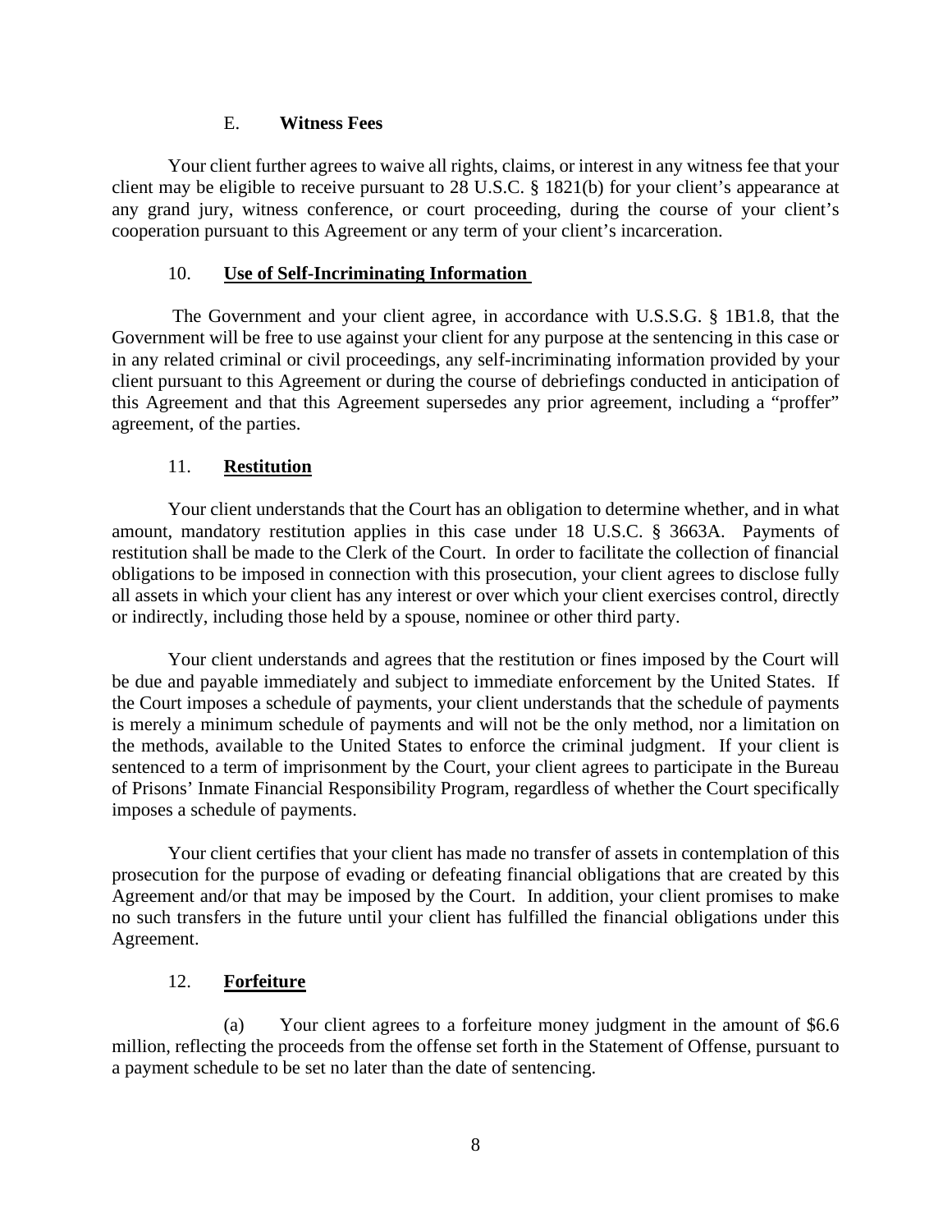### E. **Witness Fees**

Your client further agrees to waive all rights, claims, or interest in any witness fee that your client may be eligible to receive pursuant to 28 U.S.C. § 1821(b) for your client's appearance at any grand jury, witness conference, or court proceeding, during the course of your client's cooperation pursuant to this Agreement or any term of your client's incarceration.

## 10. **Use of Self-Incriminating Information**

The Government and your client agree, in accordance with U.S.S.G. § 1B1.8, that the Government will be free to use against your client for any purpose at the sentencing in this case or in any related criminal or civil proceedings, any self-incriminating information provided by your client pursuant to this Agreement or during the course of debriefings conducted in anticipation of this Agreement and that this Agreement supersedes any prior agreement, including a "proffer" agreement, of the parties.

## 11. **Restitution**

Your client understands that the Court has an obligation to determine whether, and in what amount, mandatory restitution applies in this case under 18 U.S.C. § 3663A. Payments of restitution shall be made to the Clerk of the Court. In order to facilitate the collection of financial obligations to be imposed in connection with this prosecution, your client agrees to disclose fully all assets in which your client has any interest or over which your client exercises control, directly or indirectly, including those held by a spouse, nominee or other third party.

Your client understands and agrees that the restitution or fines imposed by the Court will be due and payable immediately and subject to immediate enforcement by the United States. If the Court imposes a schedule of payments, your client understands that the schedule of payments is merely a minimum schedule of payments and will not be the only method, nor a limitation on the methods, available to the United States to enforce the criminal judgment. If your client is sentenced to a term of imprisonment by the Court, your client agrees to participate in the Bureau of Prisons' Inmate Financial Responsibility Program, regardless of whether the Court specifically imposes a schedule of payments.

Your client certifies that your client has made no transfer of assets in contemplation of this prosecution for the purpose of evading or defeating financial obligations that are created by this Agreement and/or that may be imposed by the Court. In addition, your client promises to make no such transfers in the future until your client has fulfilled the financial obligations under this Agreement.

## 12. **Forfeiture**

(a) Your client agrees to a forfeiture money judgment in the amount of $6.6 million, reflecting the proceeds from the offense set forth in the Statement of Offense, pursuant to a payment schedule to be set no later than the date of sentencing.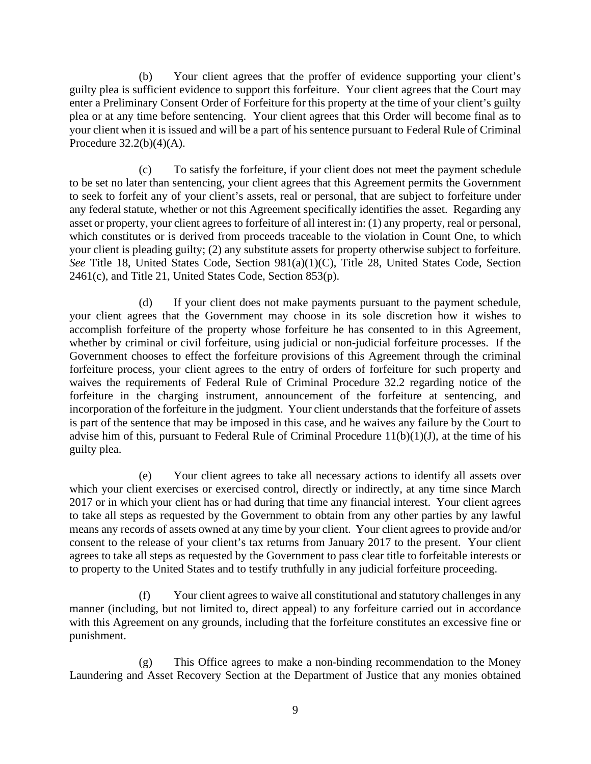(b) Your client agrees that the proffer of evidence supporting your client's guilty plea is sufficient evidence to support this forfeiture. Your client agrees that the Court may enter a Preliminary Consent Order of Forfeiture for this property at the time of your client's guilty plea or at any time before sentencing. Your client agrees that this Order will become final as to your client when it is issued and will be a part of his sentence pursuant to Federal Rule of Criminal Procedure 32.2(b)(4)(A).

(c) To satisfy the forfeiture, if your client does not meet the payment schedule to be set no later than sentencing, your client agrees that this Agreement permits the Government to seek to forfeit any of your client's assets, real or personal, that are subject to forfeiture under any federal statute, whether or not this Agreement specifically identifies the asset. Regarding any asset or property, your client agrees to forfeiture of all interest in: (1) any property, real or personal, which constitutes or is derived from proceeds traceable to the violation in Count One, to which your client is pleading guilty; (2) any substitute assets for property otherwise subject to forfeiture. *See* Title 18, United States Code, Section 981(a)(1)(C), Title 28, United States Code, Section 2461(c), and Title 21, United States Code, Section 853(p).

(d) If your client does not make payments pursuant to the payment schedule, your client agrees that the Government may choose in its sole discretion how it wishes to accomplish forfeiture of the property whose forfeiture he has consented to in this Agreement, whether by criminal or civil forfeiture, using judicial or non-judicial forfeiture processes. If the Government chooses to effect the forfeiture provisions of this Agreement through the criminal forfeiture process, your client agrees to the entry of orders of forfeiture for such property and waives the requirements of Federal Rule of Criminal Procedure 32.2 regarding notice of the forfeiture in the charging instrument, announcement of the forfeiture at sentencing, and incorporation of the forfeiture in the judgment. Your client understands that the forfeiture of assets is part of the sentence that may be imposed in this case, and he waives any failure by the Court to advise him of this, pursuant to Federal Rule of Criminal Procedure 11(b)(1)(J), at the time of his guilty plea.

(e) Your client agrees to take all necessary actions to identify all assets over which your client exercises or exercised control, directly or indirectly, at any time since March 2017 or in which your client has or had during that time any financial interest. Your client agrees to take all steps as requested by the Government to obtain from any other parties by any lawful means any records of assets owned at any time by your client. Your client agrees to provide and/or consent to the release of your client's tax returns from January 2017 to the present. Your client agrees to take all steps as requested by the Government to pass clear title to forfeitable interests or to property to the United States and to testify truthfully in any judicial forfeiture proceeding.

(f) Your client agrees to waive all constitutional and statutory challenges in any manner (including, but not limited to, direct appeal) to any forfeiture carried out in accordance with this Agreement on any grounds, including that the forfeiture constitutes an excessive fine or punishment.

(g) This Office agrees to make a non-binding recommendation to the Money Laundering and Asset Recovery Section at the Department of Justice that any monies obtained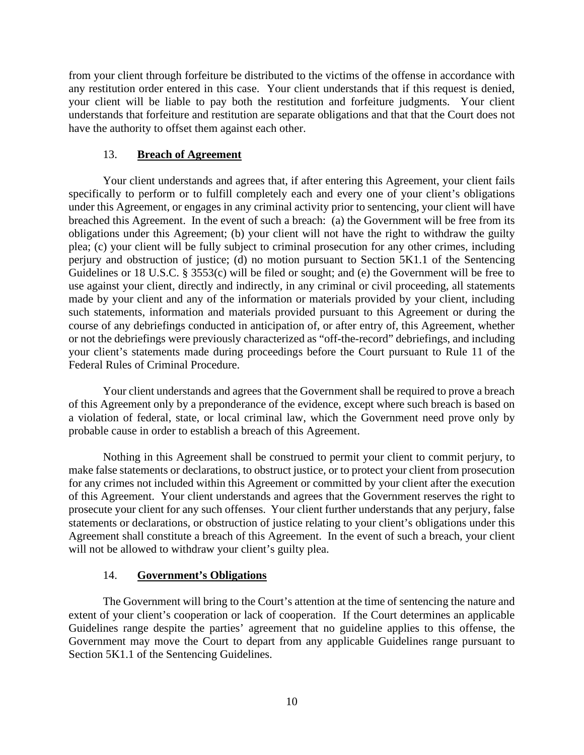from your client through forfeiture be distributed to the victims of the offense in accordance with any restitution order entered in this case. Your client understands that if this request is denied, your client will be liable to pay both the restitution and forfeiture judgments. Your client understands that forfeiture and restitution are separate obligations and that that the Court does not have the authority to offset them against each other.

## 13. **Breach of Agreement**

Your client understands and agrees that, if after entering this Agreement, your client fails specifically to perform or to fulfill completely each and every one of your client's obligations under this Agreement, or engages in any criminal activity prior to sentencing, your client will have breached this Agreement. In the event of such a breach: (a) the Government will be free from its obligations under this Agreement; (b) your client will not have the right to withdraw the guilty plea; (c) your client will be fully subject to criminal prosecution for any other crimes, including perjury and obstruction of justice; (d) no motion pursuant to Section 5K1.1 of the Sentencing Guidelines or 18 U.S.C. § 3553(c) will be filed or sought; and (e) the Government will be free to use against your client, directly and indirectly, in any criminal or civil proceeding, all statements made by your client and any of the information or materials provided by your client, including such statements, information and materials provided pursuant to this Agreement or during the course of any debriefings conducted in anticipation of, or after entry of, this Agreement, whether or not the debriefings were previously characterized as "off-the-record" debriefings, and including your client's statements made during proceedings before the Court pursuant to Rule 11 of the Federal Rules of Criminal Procedure.

Your client understands and agrees that the Government shall be required to prove a breach of this Agreement only by a preponderance of the evidence, except where such breach is based on a violation of federal, state, or local criminal law, which the Government need prove only by probable cause in order to establish a breach of this Agreement.

Nothing in this Agreement shall be construed to permit your client to commit perjury, to make false statements or declarations, to obstruct justice, or to protect your client from prosecution for any crimes not included within this Agreement or committed by your client after the execution of this Agreement. Your client understands and agrees that the Government reserves the right to prosecute your client for any such offenses. Your client further understands that any perjury, false statements or declarations, or obstruction of justice relating to your client's obligations under this Agreement shall constitute a breach of this Agreement. In the event of such a breach, your client will not be allowed to withdraw your client's guilty plea.

## 14. **Government's Obligations**

The Government will bring to the Court's attention at the time of sentencing the nature and extent of your client's cooperation or lack of cooperation. If the Court determines an applicable Guidelines range despite the parties' agreement that no guideline applies to this offense, the Government may move the Court to depart from any applicable Guidelines range pursuant to Section 5K1.1 of the Sentencing Guidelines.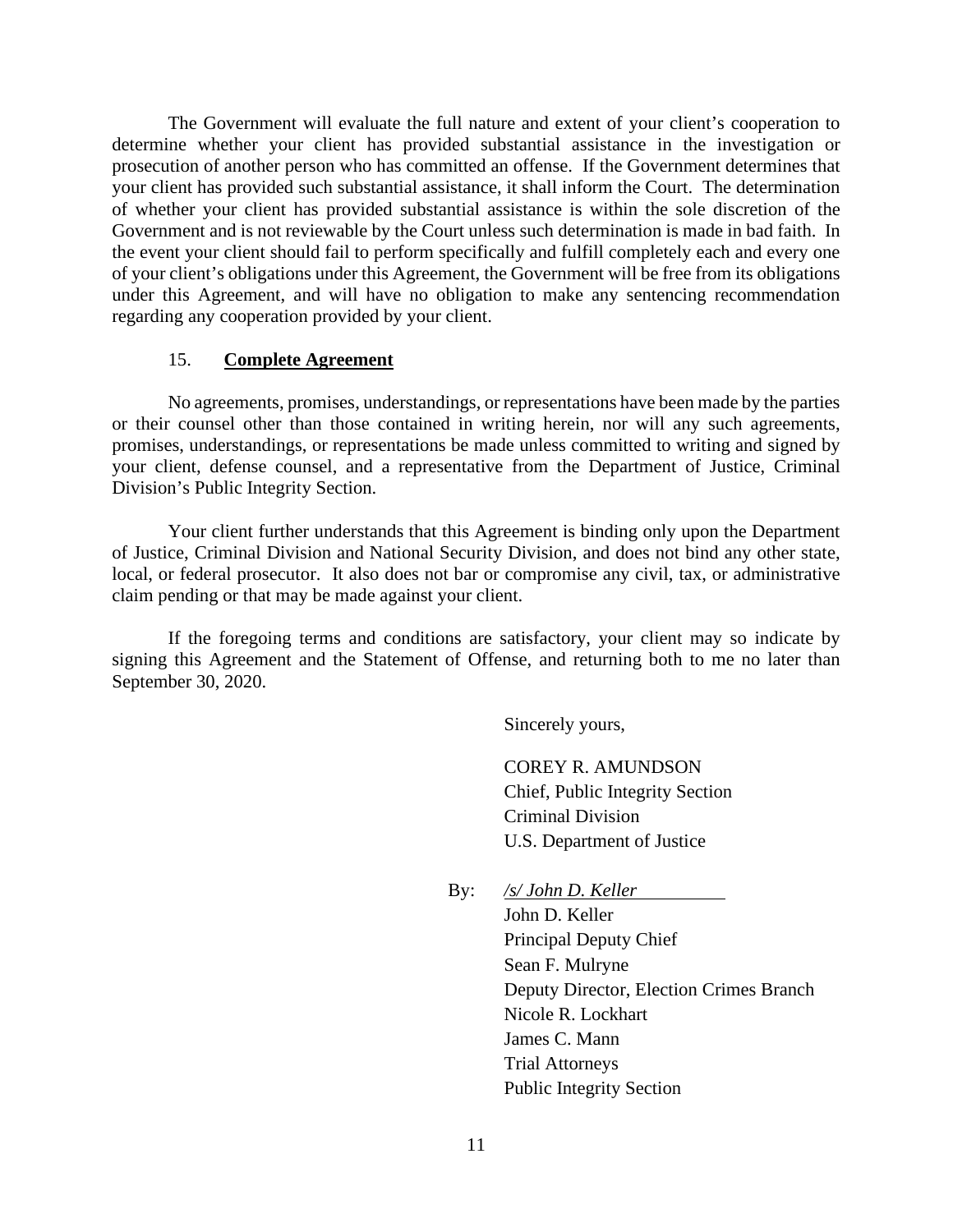The Government will evaluate the full nature and extent of your client's cooperation to determine whether your client has provided substantial assistance in the investigation or prosecution of another person who has committed an offense. If the Government determines that your client has provided such substantial assistance, it shall inform the Court. The determination of whether your client has provided substantial assistance is within the sole discretion of the Government and is not reviewable by the Court unless such determination is made in bad faith. In the event your client should fail to perform specifically and fulfill completely each and every one of your client's obligations under this Agreement, the Government will be free from its obligations under this Agreement, and will have no obligation to make any sentencing recommendation regarding any cooperation provided by your client.

15. **Complete Agreement**

No agreements, promises, understandings, or representations have been made by the parties or their counsel other than those contained in writing herein, nor will any such agreements, promises, understandings, or representations be made unless committed to writing and signed by your client, defense counsel, and a representative from the Department of Justice, Criminal Division's Public Integrity Section.

Your client further understands that this Agreement is binding only upon the Department of Justice, Criminal Division and National Security Division, and does not bind any other state, local, or federal prosecutor. It also does not bar or compromise any civil, tax, or administrative claim pending or that may be made against your client.

If the foregoing terms and conditions are satisfactory, your client may so indicate by signing this Agreement and the Statement of Offense, and returning both to me no later than September 30, 2020.

Sincerely yours,

COREY R. AMUNDSON
Chief, Public Integrity Section
Criminal Division
U.S. Department of Justice

By: */s/ John D. Keller*
John D. Keller
Principal Deputy Chief
Sean F. Mulryne
Deputy Director, Election Crimes Branch
Nicole R. Lockhart
James C. Mann
Trial Attorneys
Public Integrity Section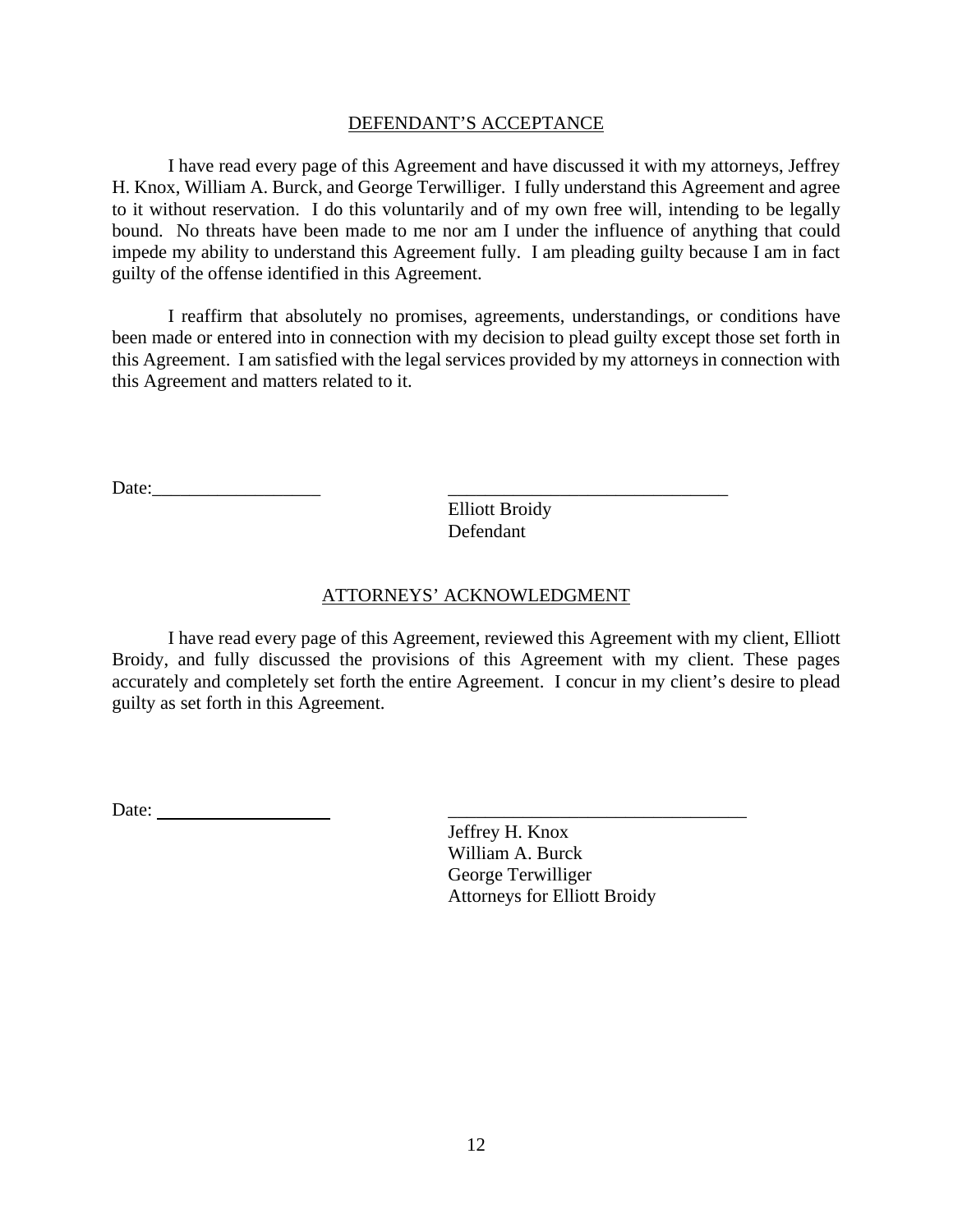## DEFENDANT'S ACCEPTANCE

I have read every page of this Agreement and have discussed it with my attorneys, Jeffrey H. Knox, William A. Burck, and George Terwilliger. I fully understand this Agreement and agree to it without reservation. I do this voluntarily and of my own free will, intending to be legally bound. No threats have been made to me nor am I under the influence of anything that could impede my ability to understand this Agreement fully. I am pleading guilty because I am in fact guilty of the offense identified in this Agreement.

I reaffirm that absolutely no promises, agreements, understandings, or conditions have been made or entered into in connection with my decision to plead guilty except those set forth in this Agreement. I am satisfied with the legal services provided by my attorneys in connection with this Agreement and matters related to it.

Date:__________________ _______________________________

Elliott Broidy
Defendant

## ATTORNEYS' ACKNOWLEDGMENT

I have read every page of this Agreement, reviewed this Agreement with my client, Elliott Broidy, and fully discussed the provisions of this Agreement with my client. These pages accurately and completely set forth the entire Agreement. I concur in my client's desire to plead guilty as set forth in this Agreement.

Date: __________________ _______________________________

Jeffrey H. Knox
William A. Burck
George Terwilliger
Attorneys for Elliott Broidy